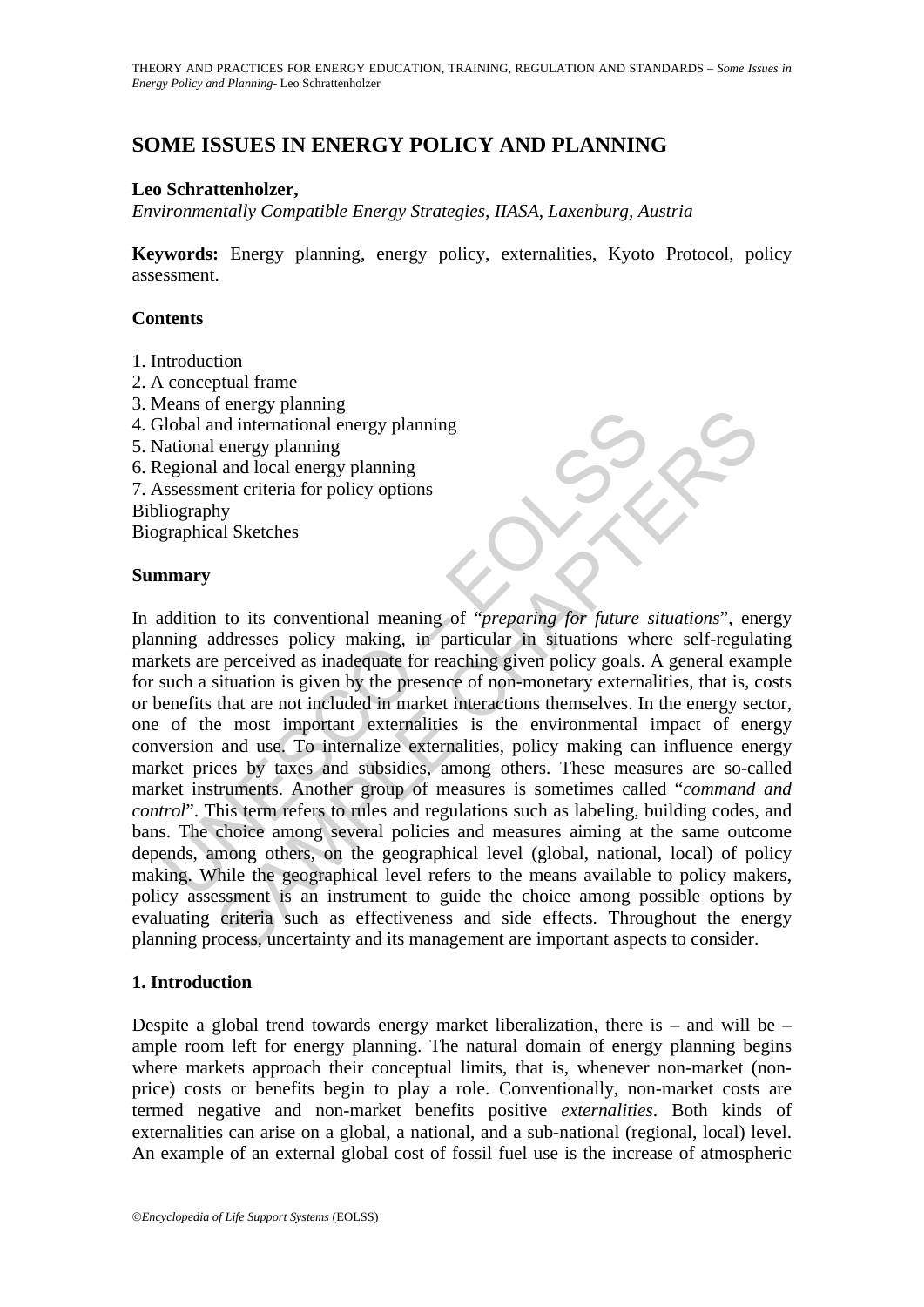# SOME ISSUES IN ENERGY POLICY AND PLANNING

**Leo Schrattenholzer,**

*Environmentally Compatible Energy Strategies, IIASA, Laxenburg, Austria*

**Keywords:** Energy planning, energy policy, externalities, Kyoto Protocol, policy assessment.

## Contents

1. Introduction
2. A conceptual frame
3. Means of energy planning
4. Global and international energy planning
5. National energy planning
6. Regional and local energy planning
7. Assessment criteria for policy options

Bibliography

Biographical Sketches

## Summary

In addition to its conventional meaning of "*preparing for future situations*", energy planning addresses policy making, in particular in situations where self-regulating markets are perceived as inadequate for reaching given policy goals. A general example for such a situation is given by the presence of non-monetary externalities, that is, costs or benefits that are not included in market interactions themselves. In the energy sector, one of the most important externalities is the environmental impact of energy conversion and use. To internalize externalities, policy making can influence energy market prices by taxes and subsidies, among others. These measures are so-called market instruments. Another group of measures is sometimes called "*command and control*". This term refers to rules and regulations such as labeling, building codes, and bans. The choice among several policies and measures aiming at the same outcome depends, among others, on the geographical level (global, national, local) of policy making. While the geographical level refers to the means available to policy makers, policy assessment is an instrument to guide the choice among possible options by evaluating criteria such as effectiveness and side effects. Throughout the energy planning process, uncertainty and its management are important aspects to consider.

## 1. Introduction

Despite a global trend towards energy market liberalization, there is – and will be – ample room left for energy planning. The natural domain of energy planning begins where markets approach their conceptual limits, that is, whenever non-market (non-price) costs or benefits begin to play a role. Conventionally, non-market costs are termed negative and non-market benefits positive *externalities*. Both kinds of externalities can arise on a global, a national, and a sub-national (regional, local) level. An example of an external global cost of fossil fuel use is the increase of atmospheric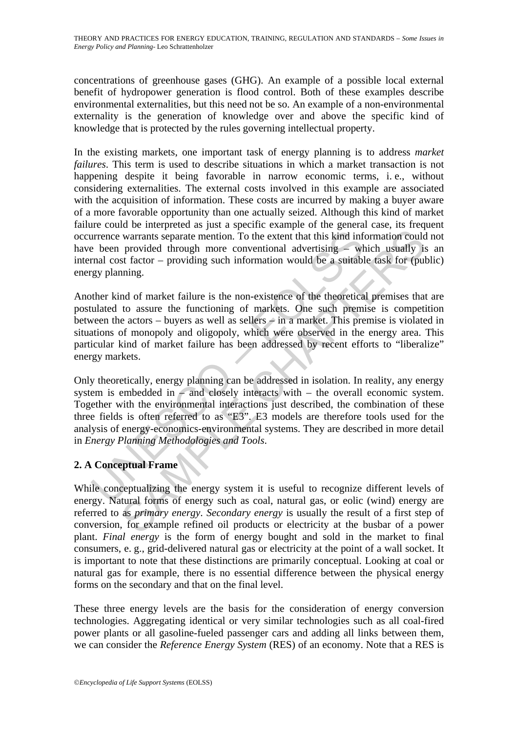concentrations of greenhouse gases (GHG). An example of a possible local external benefit of hydropower generation is flood control. Both of these examples describe environmental externalities, but this need not be so. An example of a non-environmental externality is the generation of knowledge over and above the specific kind of knowledge that is protected by the rules governing intellectual property.

In the existing markets, one important task of energy planning is to address *market failures*. This term is used to describe situations in which a market transaction is not happening despite it being favorable in narrow economic terms, i. e., without considering externalities. The external costs involved in this example are associated with the acquisition of information. These costs are incurred by making a buyer aware of a more favorable opportunity than one actually seized. Although this kind of market failure could be interpreted as just a specific example of the general case, its frequent occurrence warrants separate mention. To the extent that this kind information could not have been provided through more conventional advertising – which usually is an internal cost factor – providing such information would be a suitable task for (public) energy planning.

Another kind of market failure is the non-existence of the theoretical premises that are postulated to assure the functioning of markets. One such premise is competition between the actors – buyers as well as sellers – in a market. This premise is violated in situations of monopoly and oligopoly, which were observed in the energy area. This particular kind of market failure has been addressed by recent efforts to "liberalize" energy markets.

Only theoretically, energy planning can be addressed in isolation. In reality, any energy system is embedded in – and closely interacts with – the overall economic system. Together with the environmental interactions just described, the combination of these three fields is often referred to as "E3". E3 models are therefore tools used for the analysis of energy-economics-environmental systems. They are described in more detail in *Energy Planning Methodologies and Tools*.

## 2. A Conceptual Frame

While conceptualizing the energy system it is useful to recognize different levels of energy. Natural forms of energy such as coal, natural gas, or eolic (wind) energy are referred to as *primary energy*. *Secondary energy* is usually the result of a first step of conversion, for example refined oil products or electricity at the busbar of a power plant. *Final energy* is the form of energy bought and sold in the market to final consumers, e. g., grid-delivered natural gas or electricity at the point of a wall socket. It is important to note that these distinctions are primarily conceptual. Looking at coal or natural gas for example, there is no essential difference between the physical energy forms on the secondary and that on the final level.

These three energy levels are the basis for the consideration of energy conversion technologies. Aggregating identical or very similar technologies such as all coal-fired power plants or all gasoline-fueled passenger cars and adding all links between them, we can consider the *Reference Energy System* (RES) of an economy. Note that a RES is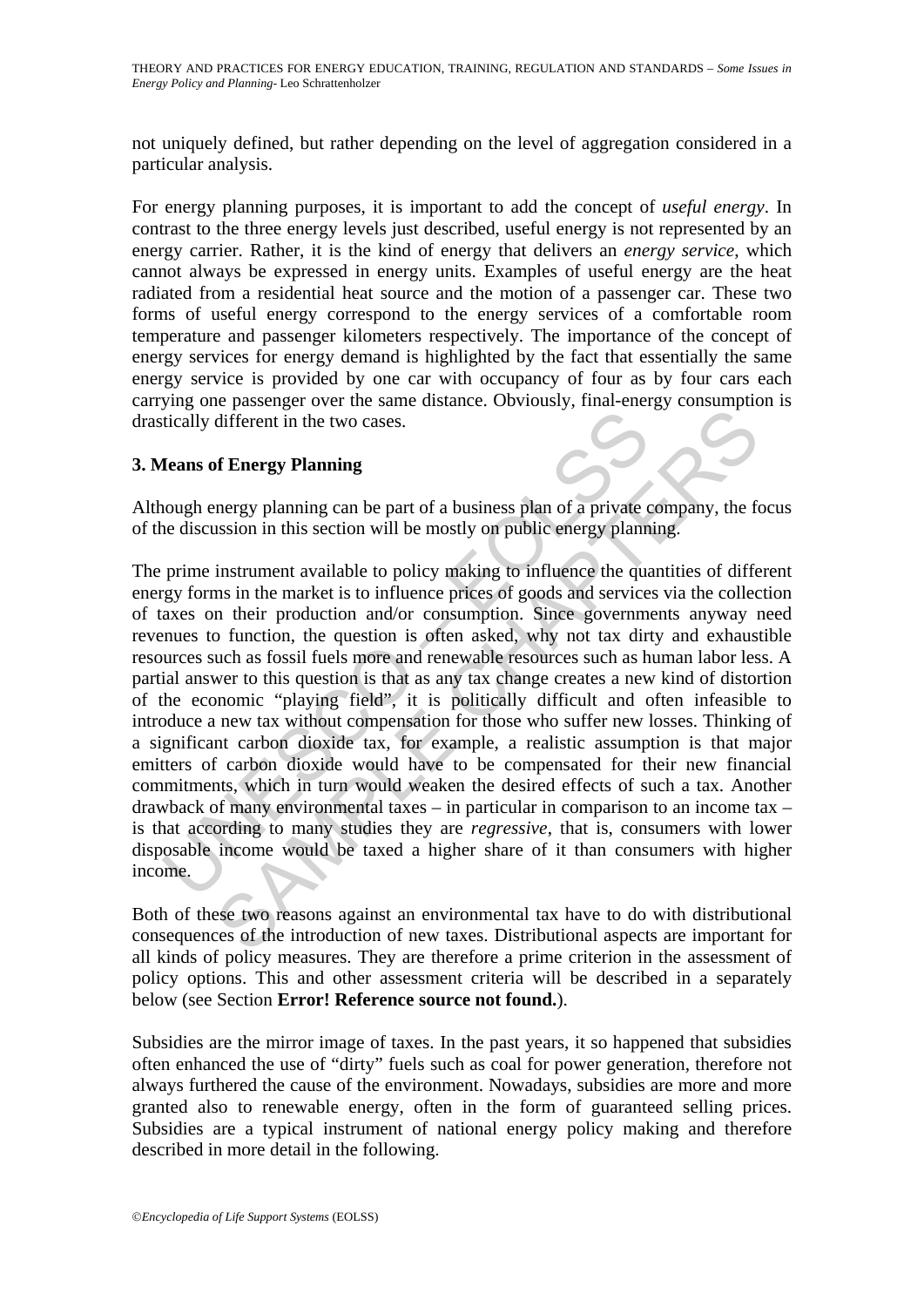not uniquely defined, but rather depending on the level of aggregation considered in a particular analysis.

For energy planning purposes, it is important to add the concept of *useful energy*. In contrast to the three energy levels just described, useful energy is not represented by an energy carrier. Rather, it is the kind of energy that delivers an *energy service*, which cannot always be expressed in energy units. Examples of useful energy are the heat radiated from a residential heat source and the motion of a passenger car. These two forms of useful energy correspond to the energy services of a comfortable room temperature and passenger kilometers respectively. The importance of the concept of energy services for energy demand is highlighted by the fact that essentially the same energy service is provided by one car with occupancy of four as by four cars each carrying one passenger over the same distance. Obviously, final-energy consumption is drastically different in the two cases.

## 3. Means of Energy Planning

Although energy planning can be part of a business plan of a private company, the focus of the discussion in this section will be mostly on public energy planning.

The prime instrument available to policy making to influence the quantities of different energy forms in the market is to influence prices of goods and services via the collection of taxes on their production and/or consumption. Since governments anyway need revenues to function, the question is often asked, why not tax dirty and exhaustible resources such as fossil fuels more and renewable resources such as human labor less. A partial answer to this question is that as any tax change creates a new kind of distortion of the economic "playing field", it is politically difficult and often infeasible to introduce a new tax without compensation for those who suffer new losses. Thinking of a significant carbon dioxide tax, for example, a realistic assumption is that major emitters of carbon dioxide would have to be compensated for their new financial commitments, which in turn would weaken the desired effects of such a tax. Another drawback of many environmental taxes – in particular in comparison to an income tax – is that according to many studies they are *regressive*, that is, consumers with lower disposable income would be taxed a higher share of it than consumers with higher income.

Both of these two reasons against an environmental tax have to do with distributional consequences of the introduction of new taxes. Distributional aspects are important for all kinds of policy measures. They are therefore a prime criterion in the assessment of policy options. This and other assessment criteria will be described in a separately below (see Section **Error! Reference source not found.**).

Subsidies are the mirror image of taxes. In the past years, it so happened that subsidies often enhanced the use of "dirty" fuels such as coal for power generation, therefore not always furthered the cause of the environment. Nowadays, subsidies are more and more granted also to renewable energy, often in the form of guaranteed selling prices. Subsidies are a typical instrument of national energy policy making and therefore described in more detail in the following.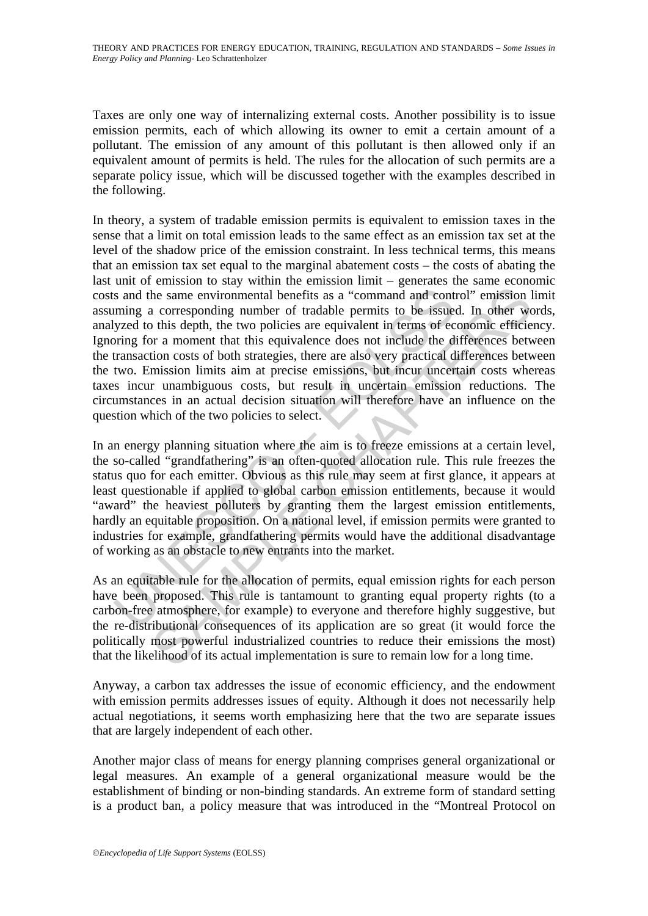Taxes are only one way of internalizing external costs. Another possibility is to issue emission permits, each of which allowing its owner to emit a certain amount of a pollutant. The emission of any amount of this pollutant is then allowed only if an equivalent amount of permits is held. The rules for the allocation of such permits are a separate policy issue, which will be discussed together with the examples described in the following.

In theory, a system of tradable emission permits is equivalent to emission taxes in the sense that a limit on total emission leads to the same effect as an emission tax set at the level of the shadow price of the emission constraint. In less technical terms, this means that an emission tax set equal to the marginal abatement costs – the costs of abating the last unit of emission to stay within the emission limit – generates the same economic costs and the same environmental benefits as a "command and control" emission limit assuming a corresponding number of tradable permits to be issued. In other words, analyzed to this depth, the two policies are equivalent in terms of economic efficiency. Ignoring for a moment that this equivalence does not include the differences between the transaction costs of both strategies, there are also very practical differences between the two. Emission limits aim at precise emissions, but incur uncertain costs whereas taxes incur unambiguous costs, but result in uncertain emission reductions. The circumstances in an actual decision situation will therefore have an influence on the question which of the two policies to select.

In an energy planning situation where the aim is to freeze emissions at a certain level, the so-called "grandfathering" is an often-quoted allocation rule. This rule freezes the status quo for each emitter. Obvious as this rule may seem at first glance, it appears at least questionable if applied to global carbon emission entitlements, because it would "award" the heaviest polluters by granting them the largest emission entitlements, hardly an equitable proposition. On a national level, if emission permits were granted to industries for example, grandfathering permits would have the additional disadvantage of working as an obstacle to new entrants into the market.

As an equitable rule for the allocation of permits, equal emission rights for each person have been proposed. This rule is tantamount to granting equal property rights (to a carbon-free atmosphere, for example) to everyone and therefore highly suggestive, but the re-distributional consequences of its application are so great (it would force the politically most powerful industrialized countries to reduce their emissions the most) that the likelihood of its actual implementation is sure to remain low for a long time.

Anyway, a carbon tax addresses the issue of economic efficiency, and the endowment with emission permits addresses issues of equity. Although it does not necessarily help actual negotiations, it seems worth emphasizing here that the two are separate issues that are largely independent of each other.

Another major class of means for energy planning comprises general organizational or legal measures. An example of a general organizational measure would be the establishment of binding or non-binding standards. An extreme form of standard setting is a product ban, a policy measure that was introduced in the "Montreal Protocol on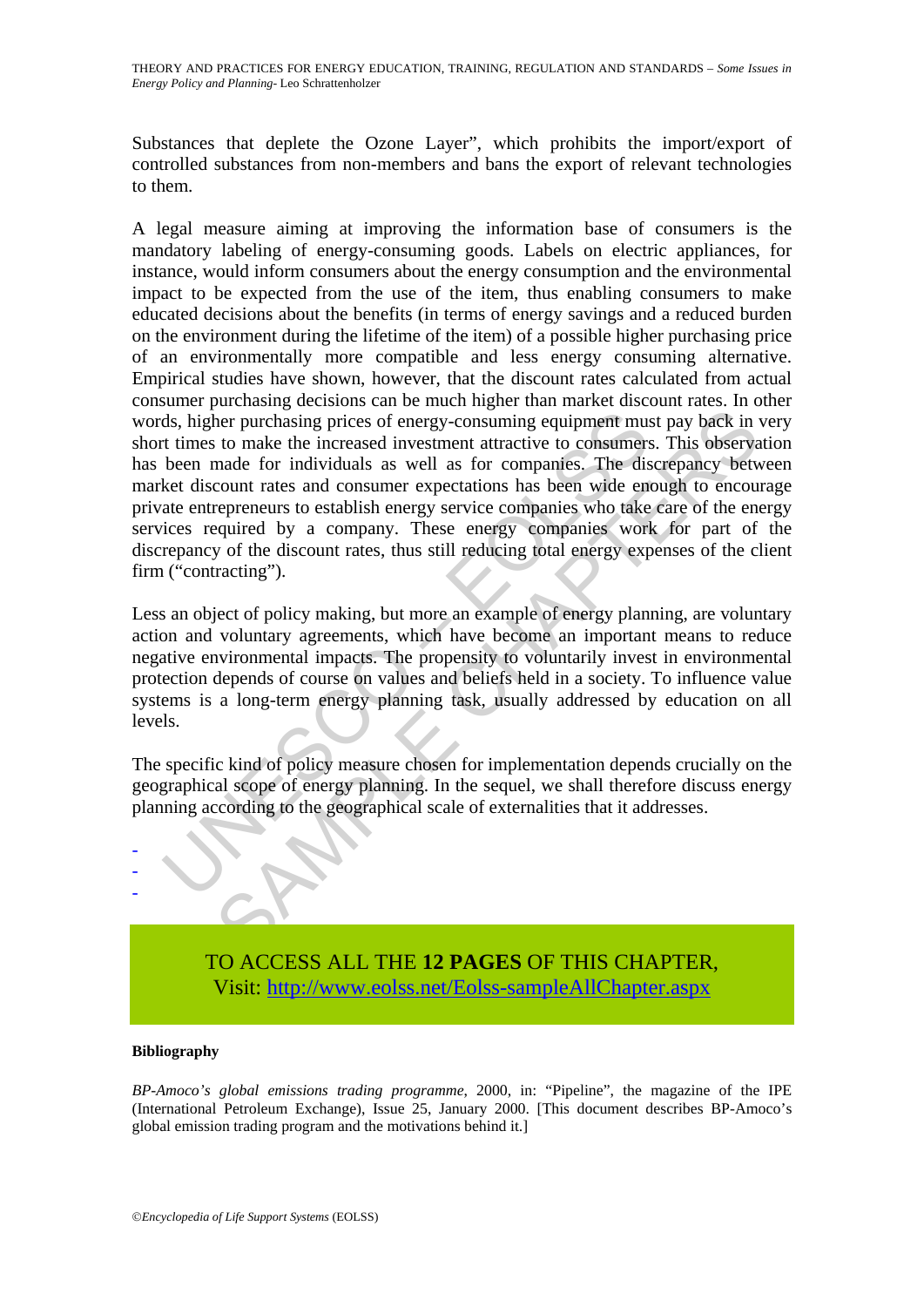Substances that deplete the Ozone Layer", which prohibits the import/export of controlled substances from non-members and bans the export of relevant technologies to them.

A legal measure aiming at improving the information base of consumers is the mandatory labeling of energy-consuming goods. Labels on electric appliances, for instance, would inform consumers about the energy consumption and the environmental impact to be expected from the use of the item, thus enabling consumers to make educated decisions about the benefits (in terms of energy savings and a reduced burden on the environment during the lifetime of the item) of a possible higher purchasing price of an environmentally more compatible and less energy consuming alternative. Empirical studies have shown, however, that the discount rates calculated from actual consumer purchasing decisions can be much higher than market discount rates. In other words, higher purchasing prices of energy-consuming equipment must pay back in very short times to make the increased investment attractive to consumers. This observation has been made for individuals as well as for companies. The discrepancy between market discount rates and consumer expectations has been wide enough to encourage private entrepreneurs to establish energy service companies who take care of the energy services required by a company. These energy companies work for part of the discrepancy of the discount rates, thus still reducing total energy expenses of the client firm ("contracting").

Less an object of policy making, but more an example of energy planning, are voluntary action and voluntary agreements, which have become an important means to reduce negative environmental impacts. The propensity to voluntarily invest in environmental protection depends of course on values and beliefs held in a society. To influence value systems is a long-term energy planning task, usually addressed by education on all levels.

The specific kind of policy measure chosen for implementation depends crucially on the geographical scope of energy planning. In the sequel, we shall therefore discuss energy planning according to the geographical scale of externalities that it addresses.

-
-
-

TO ACCESS ALL THE **12 PAGES** OF THIS CHAPTER,
Visit: http://www.eolss.net/Eolss-sampleAllChapter.aspx

**Bibliography**

*BP-Amoco's global emissions trading programme*, 2000, in: "Pipeline", the magazine of the IPE (International Petroleum Exchange), Issue 25, January 2000. [This document describes BP-Amoco's global emission trading program and the motivations behind it.]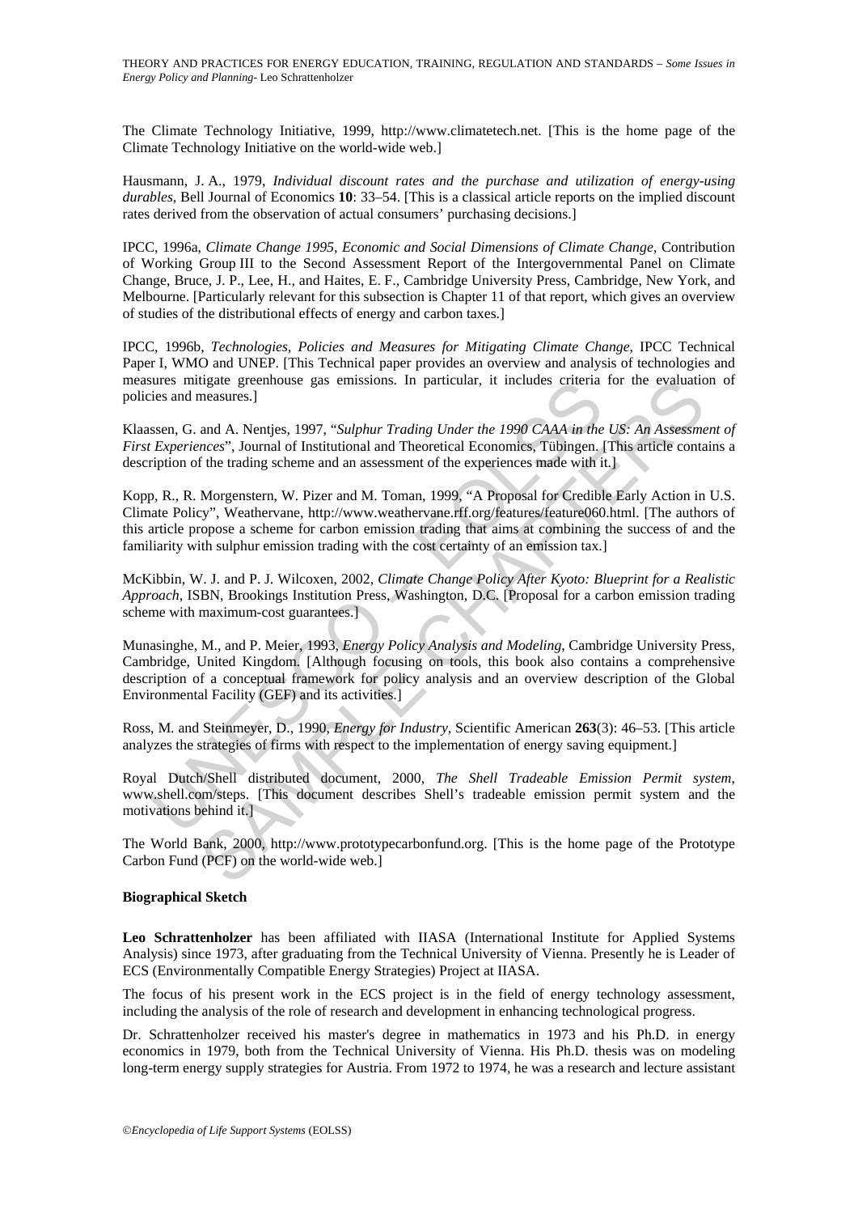The Climate Technology Initiative, 1999, http://www.climatetech.net. [This is the home page of the Climate Technology Initiative on the world-wide web.]

Hausmann, J. A., 1979, *Individual discount rates and the purchase and utilization of energy-using durables*, Bell Journal of Economics **10**: 33–54. [This is a classical article reports on the implied discount rates derived from the observation of actual consumers' purchasing decisions.]

IPCC, 1996a, *Climate Change 1995, Economic and Social Dimensions of Climate Change*, Contribution of Working Group III to the Second Assessment Report of the Intergovernmental Panel on Climate Change, Bruce, J. P., Lee, H., and Haites, E. F., Cambridge University Press, Cambridge, New York, and Melbourne. [Particularly relevant for this subsection is Chapter 11 of that report, which gives an overview of studies of the distributional effects of energy and carbon taxes.]

IPCC, 1996b, *Technologies, Policies and Measures for Mitigating Climate Change*, IPCC Technical Paper I, WMO and UNEP. [This Technical paper provides an overview and analysis of technologies and measures mitigate greenhouse gas emissions. In particular, it includes criteria for the evaluation of policies and measures.]

Klaassen, G. and A. Nentjes, 1997, "*Sulphur Trading Under the 1990 CAAA in the US: An Assessment of First Experiences*", Journal of Institutional and Theoretical Economics, Tübingen. [This article contains a description of the trading scheme and an assessment of the experiences made with it.]

Kopp, R., R. Morgenstern, W. Pizer and M. Toman, 1999, "A Proposal for Credible Early Action in U.S. Climate Policy", Weathervane, http://www.weathervane.rff.org/features/feature060.html. [The authors of this article propose a scheme for carbon emission trading that aims at combining the success of and the familiarity with sulphur emission trading with the cost certainty of an emission tax.]

McKibbin, W. J. and P. J. Wilcoxen, 2002, *Climate Change Policy After Kyoto: Blueprint for a Realistic Approach*, ISBN, Brookings Institution Press, Washington, D.C. [Proposal for a carbon emission trading scheme with maximum-cost guarantees.]

Munasinghe, M., and P. Meier, 1993, *Energy Policy Analysis and Modeling*, Cambridge University Press, Cambridge, United Kingdom. [Although focusing on tools, this book also contains a comprehensive description of a conceptual framework for policy analysis and an overview description of the Global Environmental Facility (GEF) and its activities.]

Ross, M. and Steinmeyer, D., 1990, *Energy for Industry*, Scientific American **263**(3): 46–53. [This article analyzes the strategies of firms with respect to the implementation of energy saving equipment.]

Royal Dutch/Shell distributed document, 2000, *The Shell Tradeable Emission Permit system*, www.shell.com/steps. [This document describes Shell's tradeable emission permit system and the motivations behind it.]

The World Bank, 2000, http://www.prototypecarbonfund.org. [This is the home page of the Prototype Carbon Fund (PCF) on the world-wide web.]

**Biographical Sketch**

**Leo Schrattenholzer** has been affiliated with IIASA (International Institute for Applied Systems Analysis) since 1973, after graduating from the Technical University of Vienna. Presently he is Leader of ECS (Environmentally Compatible Energy Strategies) Project at IIASA.

The focus of his present work in the ECS project is in the field of energy technology assessment, including the analysis of the role of research and development in enhancing technological progress.

Dr. Schrattenholzer received his master's degree in mathematics in 1973 and his Ph.D. in energy economics in 1979, both from the Technical University of Vienna. His Ph.D. thesis was on modeling long-term energy supply strategies for Austria. From 1972 to 1974, he was a research and lecture assistant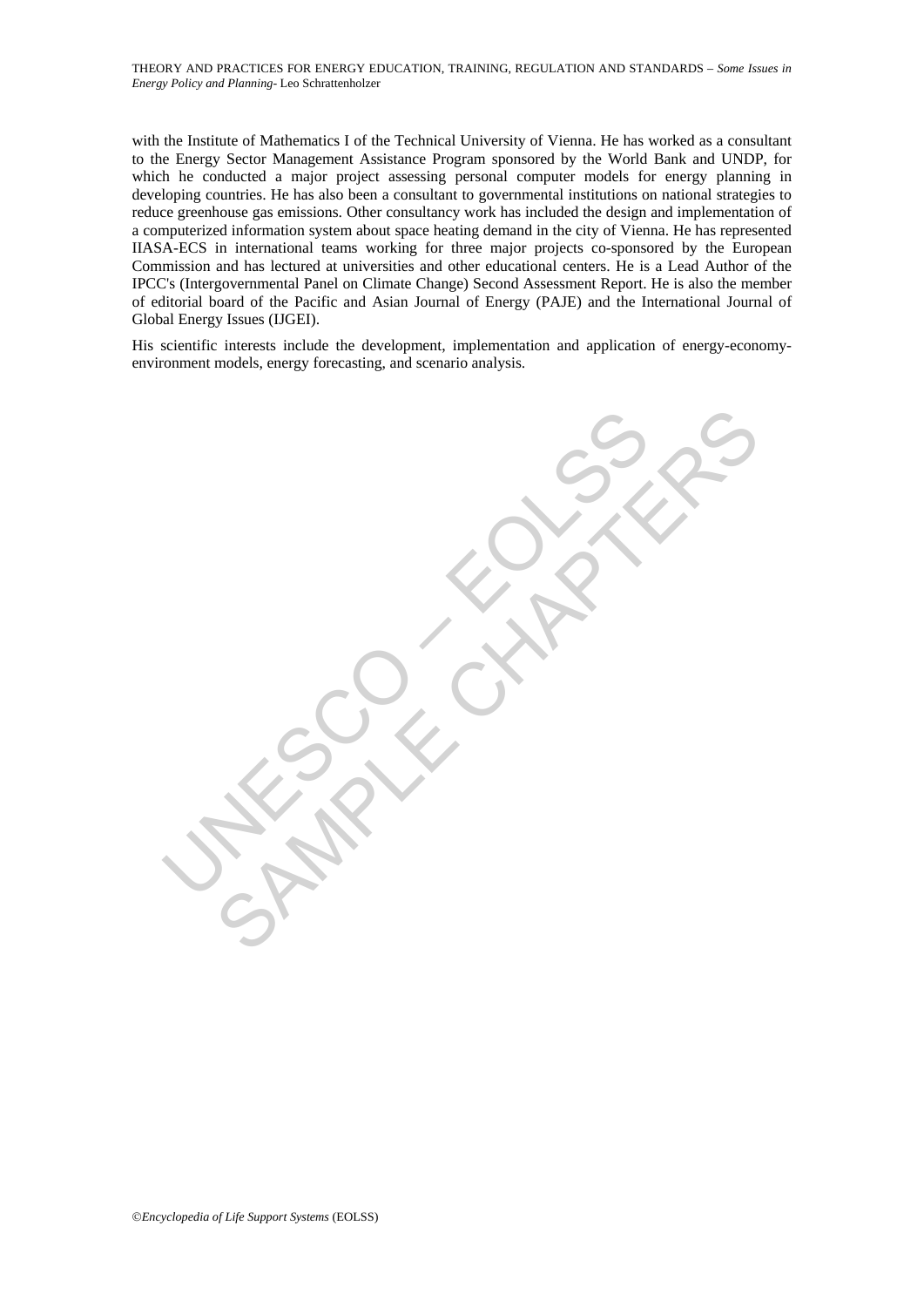with the Institute of Mathematics I of the Technical University of Vienna. He has worked as a consultant to the Energy Sector Management Assistance Program sponsored by the World Bank and UNDP, for which he conducted a major project assessing personal computer models for energy planning in developing countries. He has also been a consultant to governmental institutions on national strategies to reduce greenhouse gas emissions. Other consultancy work has included the design and implementation of a computerized information system about space heating demand in the city of Vienna. He has represented IIASA-ECS in international teams working for three major projects co-sponsored by the European Commission and has lectured at universities and other educational centers. He is a Lead Author of the IPCC's (Intergovernmental Panel on Climate Change) Second Assessment Report. He is also the member of editorial board of the Pacific and Asian Journal of Energy (PAJE) and the International Journal of Global Energy Issues (IJGEI).

His scientific interests include the development, implementation and application of energy-economy-environment models, energy forecasting, and scenario analysis.